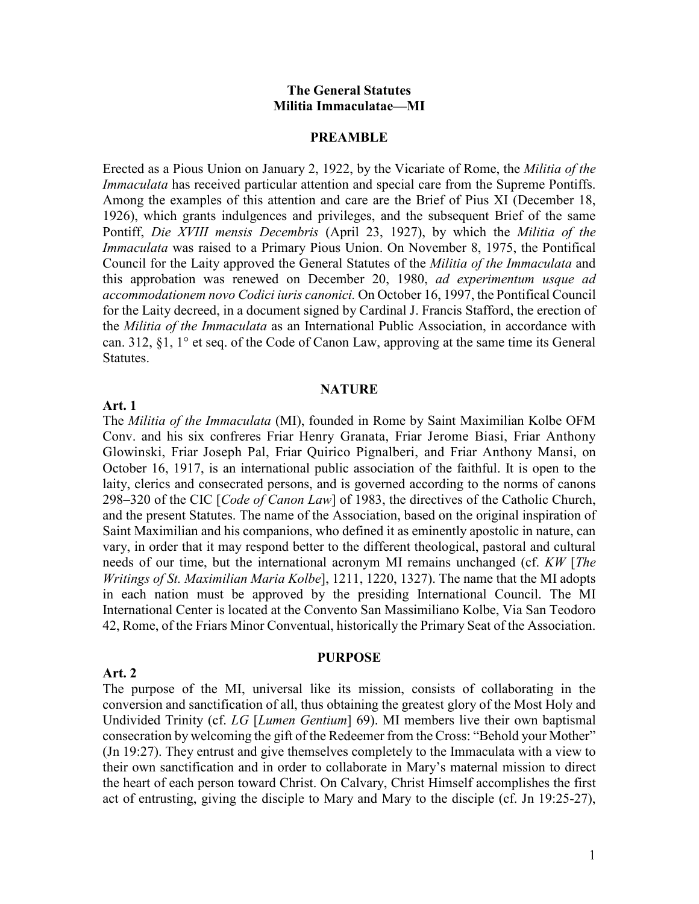**The General Statutes**
**Militia Immaculatae—MI**

## PREAMBLE

Erected as a Pious Union on January 2, 1922, by the Vicariate of Rome, the *Militia of the Immaculata* has received particular attention and special care from the Supreme Pontiffs. Among the examples of this attention and care are the Brief of Pius XI (December 18, 1926), which grants indulgences and privileges, and the subsequent Brief of the same Pontiff, *Die XVIII mensis Decembris* (April 23, 1927), by which the *Militia of the Immaculata* was raised to a Primary Pious Union. On November 8, 1975, the Pontifical Council for the Laity approved the General Statutes of the *Militia of the Immaculata* and this approbation was renewed on December 20, 1980, *ad experimentum usque ad accommodationem novo Codici iuris canonici*. On October 16, 1997, the Pontifical Council for the Laity decreed, in a document signed by Cardinal J. Francis Stafford, the erection of the *Militia of the Immaculata* as an International Public Association, in accordance with can. 312, §1, 1° et seq. of the Code of Canon Law, approving at the same time its General Statutes.

## NATURE

**Art. 1**
The *Militia of the Immaculata* (MI), founded in Rome by Saint Maximilian Kolbe OFM Conv. and his six confreres Friar Henry Granata, Friar Jerome Biasi, Friar Anthony Glowinski, Friar Joseph Pal, Friar Quirico Pignalberi, and Friar Anthony Mansi, on October 16, 1917, is an international public association of the faithful. It is open to the laity, clerics and consecrated persons, and is governed according to the norms of canons 298–320 of the CIC [*Code of Canon Law*] of 1983, the directives of the Catholic Church, and the present Statutes. The name of the Association, based on the original inspiration of Saint Maximilian and his companions, who defined it as eminently apostolic in nature, can vary, in order that it may respond better to the different theological, pastoral and cultural needs of our time, but the international acronym MI remains unchanged (cf. *KW* [*The Writings of St. Maximilian Maria Kolbe*], 1211, 1220, 1327). The name that the MI adopts in each nation must be approved by the presiding International Council. The MI International Center is located at the Convento San Massimiliano Kolbe, Via San Teodoro 42, Rome, of the Friars Minor Conventual, historically the Primary Seat of the Association.

## PURPOSE

**Art. 2**
The purpose of the MI, universal like its mission, consists of collaborating in the conversion and sanctification of all, thus obtaining the greatest glory of the Most Holy and Undivided Trinity (cf. *LG* [*Lumen Gentium*] 69). MI members live their own baptismal consecration by welcoming the gift of the Redeemer from the Cross: "Behold your Mother" (Jn 19:27). They entrust and give themselves completely to the Immaculata with a view to their own sanctification and in order to collaborate in Mary's maternal mission to direct the heart of each person toward Christ. On Calvary, Christ Himself accomplishes the first act of entrusting, giving the disciple to Mary and Mary to the disciple (cf. Jn 19:25-27),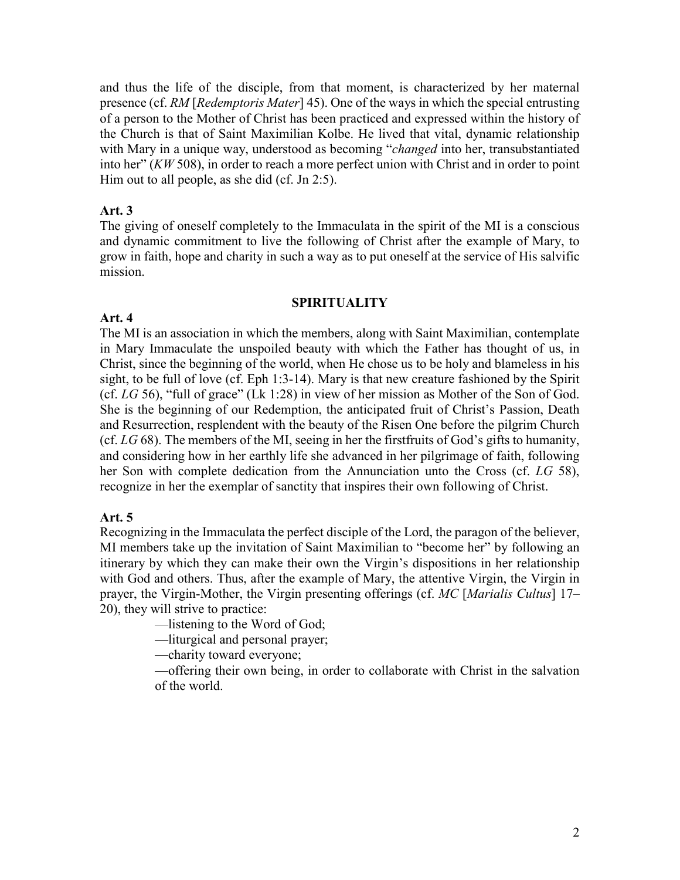and thus the life of the disciple, from that moment, is characterized by her maternal presence (cf. *RM* [*Redemptoris Mater*] 45). One of the ways in which the special entrusting of a person to the Mother of Christ has been practiced and expressed within the history of the Church is that of Saint Maximilian Kolbe. He lived that vital, dynamic relationship with Mary in a unique way, understood as becoming "*changed* into her, transubstantiated into her" (*KW* 508), in order to reach a more perfect union with Christ and in order to point Him out to all people, as she did (cf. Jn 2:5).

**Art. 3**

The giving of oneself completely to the Immaculata in the spirit of the MI is a conscious and dynamic commitment to live the following of Christ after the example of Mary, to grow in faith, hope and charity in such a way as to put oneself at the service of His salvific mission.

## SPIRITUALITY

**Art. 4**

The MI is an association in which the members, along with Saint Maximilian, contemplate in Mary Immaculate the unspoiled beauty with which the Father has thought of us, in Christ, since the beginning of the world, when He chose us to be holy and blameless in his sight, to be full of love (cf. Eph 1:3-14). Mary is that new creature fashioned by the Spirit (cf. *LG* 56), "full of grace" (Lk 1:28) in view of her mission as Mother of the Son of God. She is the beginning of our Redemption, the anticipated fruit of Christ's Passion, Death and Resurrection, resplendent with the beauty of the Risen One before the pilgrim Church (cf. *LG* 68). The members of the MI, seeing in her the firstfruits of God's gifts to humanity, and considering how in her earthly life she advanced in her pilgrimage of faith, following her Son with complete dedication from the Annunciation unto the Cross (cf. *LG* 58), recognize in her the exemplar of sanctity that inspires their own following of Christ.

**Art. 5**

Recognizing in the Immaculata the perfect disciple of the Lord, the paragon of the believer, MI members take up the invitation of Saint Maximilian to "become her" by following an itinerary by which they can make their own the Virgin's dispositions in her relationship with God and others. Thus, after the example of Mary, the attentive Virgin, the Virgin in prayer, the Virgin-Mother, the Virgin presenting offerings (cf. *MC* [*Marialis Cultus*] 17–20), they will strive to practice:

—listening to the Word of God;

—liturgical and personal prayer;

—charity toward everyone;

—offering their own being, in order to collaborate with Christ in the salvation of the world.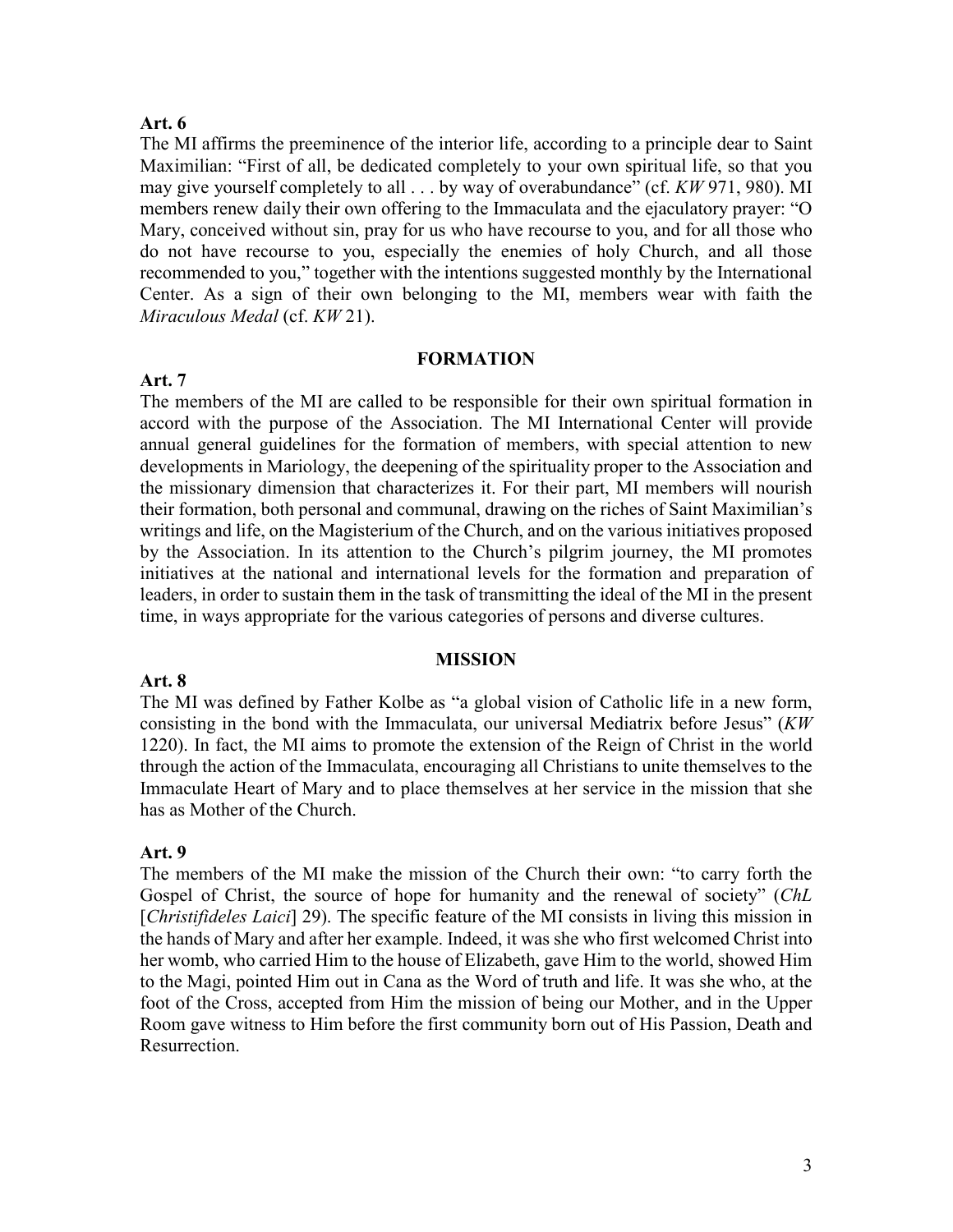**Art. 6**

The MI affirms the preeminence of the interior life, according to a principle dear to Saint Maximilian: "First of all, be dedicated completely to your own spiritual life, so that you may give yourself completely to all . . . by way of overabundance" (cf. *KW* 971, 980). MI members renew daily their own offering to the Immaculata and the ejaculatory prayer: "O Mary, conceived without sin, pray for us who have recourse to you, and for all those who do not have recourse to you, especially the enemies of holy Church, and all those recommended to you," together with the intentions suggested monthly by the International Center. As a sign of their own belonging to the MI, members wear with faith the *Miraculous Medal* (cf. *KW* 21).

## FORMATION

**Art. 7**

The members of the MI are called to be responsible for their own spiritual formation in accord with the purpose of the Association. The MI International Center will provide annual general guidelines for the formation of members, with special attention to new developments in Mariology, the deepening of the spirituality proper to the Association and the missionary dimension that characterizes it. For their part, MI members will nourish their formation, both personal and communal, drawing on the riches of Saint Maximilian's writings and life, on the Magisterium of the Church, and on the various initiatives proposed by the Association. In its attention to the Church's pilgrim journey, the MI promotes initiatives at the national and international levels for the formation and preparation of leaders, in order to sustain them in the task of transmitting the ideal of the MI in the present time, in ways appropriate for the various categories of persons and diverse cultures.

## MISSION

**Art. 8**

The MI was defined by Father Kolbe as "a global vision of Catholic life in a new form, consisting in the bond with the Immaculata, our universal Mediatrix before Jesus" (*KW* 1220). In fact, the MI aims to promote the extension of the Reign of Christ in the world through the action of the Immaculata, encouraging all Christians to unite themselves to the Immaculate Heart of Mary and to place themselves at her service in the mission that she has as Mother of the Church.

**Art. 9**

The members of the MI make the mission of the Church their own: "to carry forth the Gospel of Christ, the source of hope for humanity and the renewal of society" (*ChL* [*Christifideles Laici*] 29). The specific feature of the MI consists in living this mission in the hands of Mary and after her example. Indeed, it was she who first welcomed Christ into her womb, who carried Him to the house of Elizabeth, gave Him to the world, showed Him to the Magi, pointed Him out in Cana as the Word of truth and life. It was she who, at the foot of the Cross, accepted from Him the mission of being our Mother, and in the Upper Room gave witness to Him before the first community born out of His Passion, Death and Resurrection.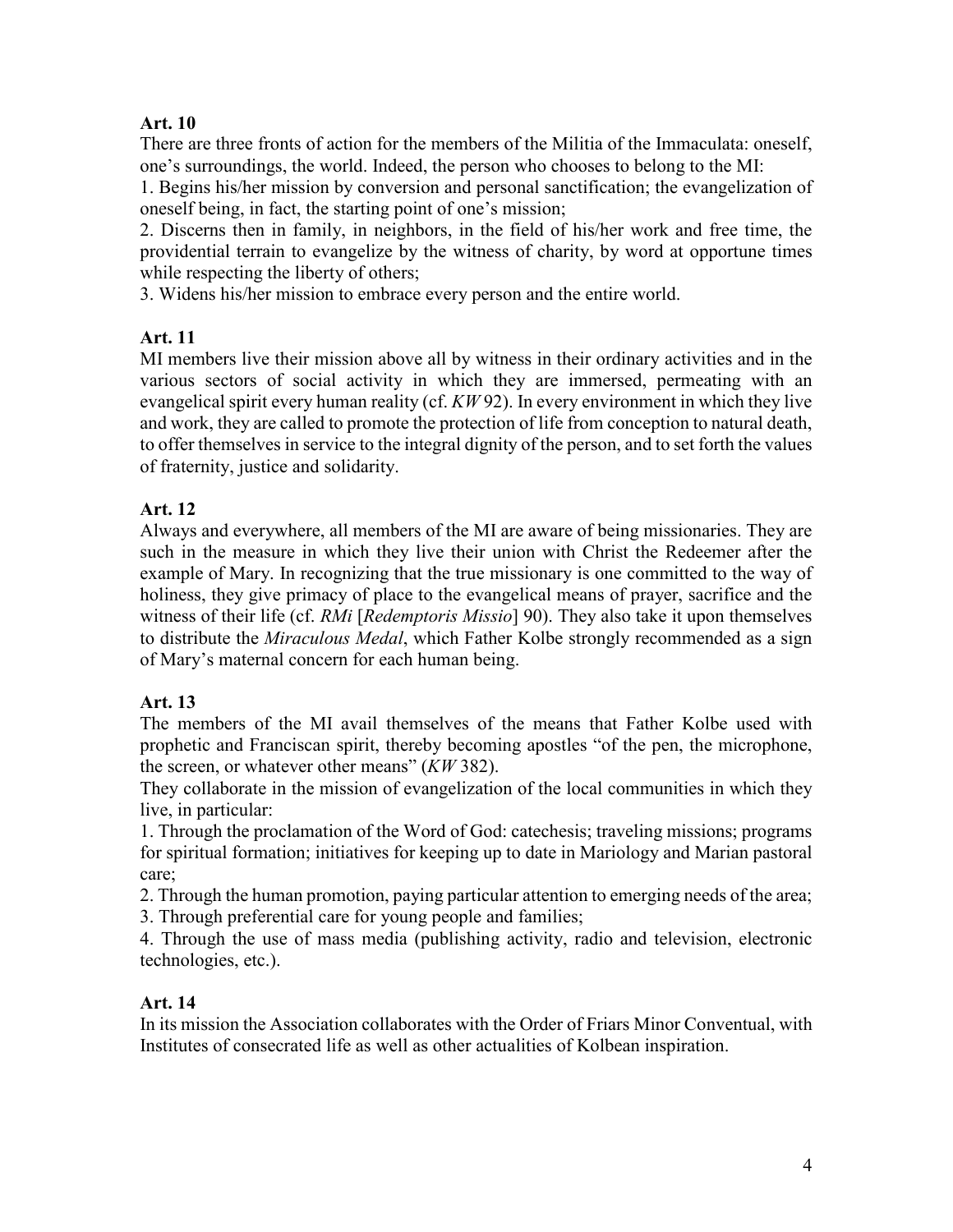**Art. 10**

There are three fronts of action for the members of the Militia of the Immaculata: oneself, one's surroundings, the world. Indeed, the person who chooses to belong to the MI:

1. Begins his/her mission by conversion and personal sanctification; the evangelization of oneself being, in fact, the starting point of one's mission;
2. Discerns then in family, in neighbors, in the field of his/her work and free time, the providential terrain to evangelize by the witness of charity, by word at opportune times while respecting the liberty of others;
3. Widens his/her mission to embrace every person and the entire world.

**Art. 11**

MI members live their mission above all by witness in their ordinary activities and in the various sectors of social activity in which they are immersed, permeating with an evangelical spirit every human reality (cf. *KW* 92). In every environment in which they live and work, they are called to promote the protection of life from conception to natural death, to offer themselves in service to the integral dignity of the person, and to set forth the values of fraternity, justice and solidarity.

**Art. 12**

Always and everywhere, all members of the MI are aware of being missionaries. They are such in the measure in which they live their union with Christ the Redeemer after the example of Mary. In recognizing that the true missionary is one committed to the way of holiness, they give primacy of place to the evangelical means of prayer, sacrifice and the witness of their life (cf. *RMi* [*Redemptoris Missio*] 90). They also take it upon themselves to distribute the *Miraculous Medal*, which Father Kolbe strongly recommended as a sign of Mary's maternal concern for each human being.

**Art. 13**

The members of the MI avail themselves of the means that Father Kolbe used with prophetic and Franciscan spirit, thereby becoming apostles "of the pen, the microphone, the screen, or whatever other means" (*KW* 382).

They collaborate in the mission of evangelization of the local communities in which they live, in particular:

1. Through the proclamation of the Word of God: catechesis; traveling missions; programs for spiritual formation; initiatives for keeping up to date in Mariology and Marian pastoral care;
2. Through the human promotion, paying particular attention to emerging needs of the area;
3. Through preferential care for young people and families;
4. Through the use of mass media (publishing activity, radio and television, electronic technologies, etc.).

**Art. 14**

In its mission the Association collaborates with the Order of Friars Minor Conventual, with Institutes of consecrated life as well as other actualities of Kolbean inspiration.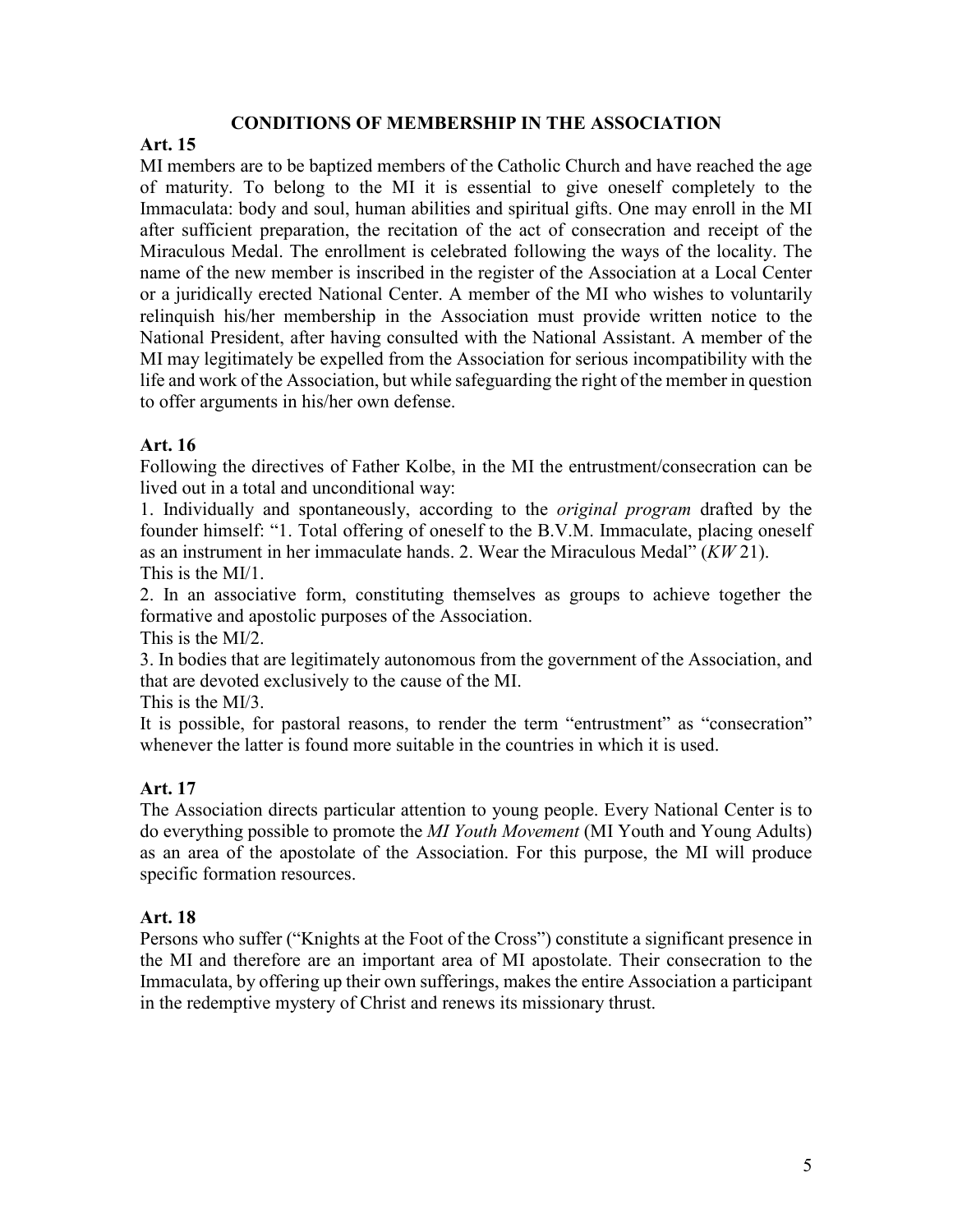## CONDITIONS OF MEMBERSHIP IN THE ASSOCIATION

### Art. 15

MI members are to be baptized members of the Catholic Church and have reached the age of maturity. To belong to the MI it is essential to give oneself completely to the Immaculata: body and soul, human abilities and spiritual gifts. One may enroll in the MI after sufficient preparation, the recitation of the act of consecration and receipt of the Miraculous Medal. The enrollment is celebrated following the ways of the locality. The name of the new member is inscribed in the register of the Association at a Local Center or a juridically erected National Center. A member of the MI who wishes to voluntarily relinquish his/her membership in the Association must provide written notice to the National President, after having consulted with the National Assistant. A member of the MI may legitimately be expelled from the Association for serious incompatibility with the life and work of the Association, but while safeguarding the right of the member in question to offer arguments in his/her own defense.

### Art. 16

Following the directives of Father Kolbe, in the MI the entrustment/consecration can be lived out in a total and unconditional way:

1. Individually and spontaneously, according to the *original program* drafted by the founder himself: "1. Total offering of oneself to the B.V.M. Immaculate, placing oneself as an instrument in her immaculate hands. 2. Wear the Miraculous Medal" (*KW* 21).
This is the MI/1.

2. In an associative form, constituting themselves as groups to achieve together the formative and apostolic purposes of the Association.
This is the MI/2.

3. In bodies that are legitimately autonomous from the government of the Association, and that are devoted exclusively to the cause of the MI.
This is the MI/3.

It is possible, for pastoral reasons, to render the term "entrustment" as "consecration" whenever the latter is found more suitable in the countries in which it is used.

### Art. 17

The Association directs particular attention to young people. Every National Center is to do everything possible to promote the *MI Youth Movement* (MI Youth and Young Adults) as an area of the apostolate of the Association. For this purpose, the MI will produce specific formation resources.

### Art. 18

Persons who suffer ("Knights at the Foot of the Cross") constitute a significant presence in the MI and therefore are an important area of MI apostolate. Their consecration to the Immaculata, by offering up their own sufferings, makes the entire Association a participant in the redemptive mystery of Christ and renews its missionary thrust.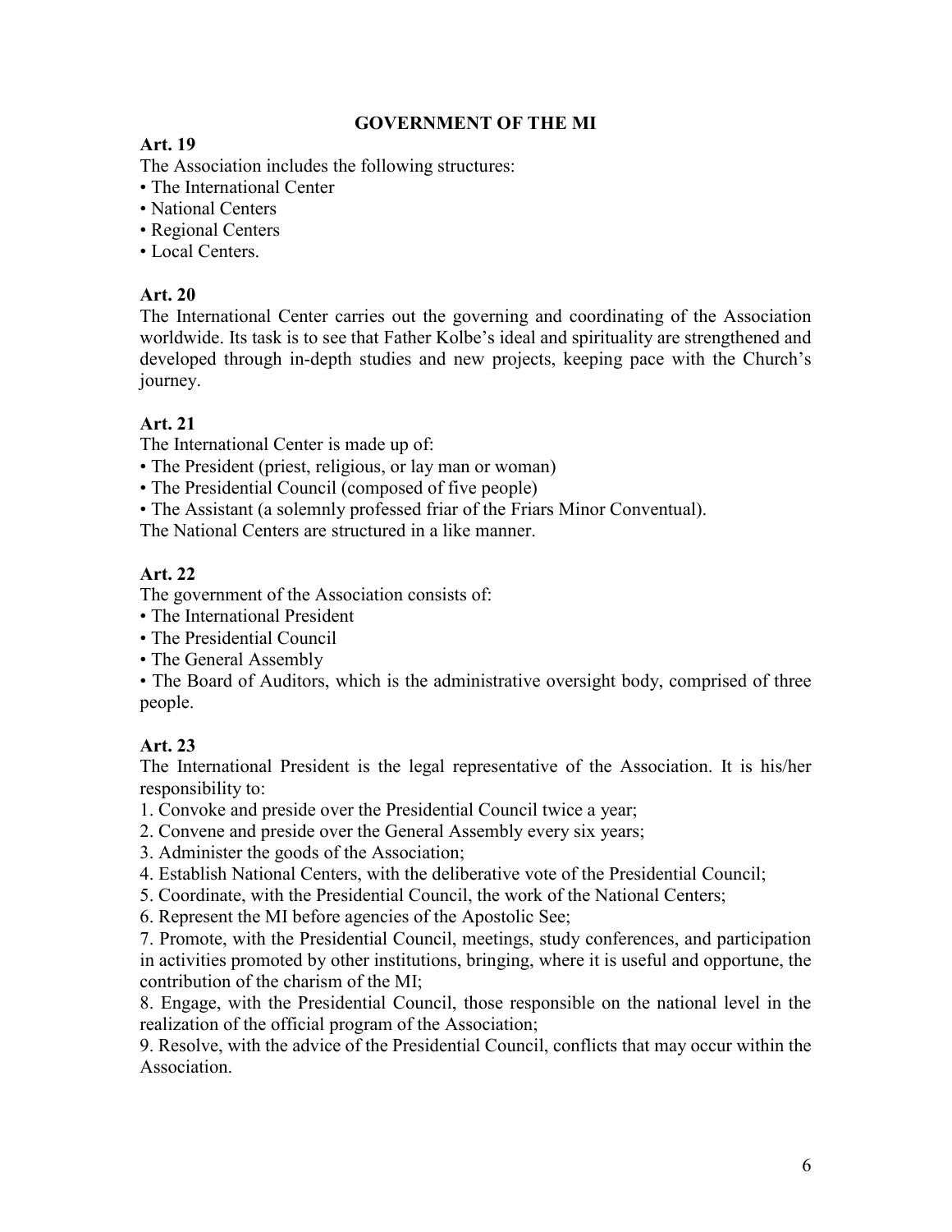## GOVERNMENT OF THE MI

**Art. 19**

The Association includes the following structures:

- The International Center
- National Centers
- Regional Centers
- Local Centers.

**Art. 20**

The International Center carries out the governing and coordinating of the Association worldwide. Its task is to see that Father Kolbe's ideal and spirituality are strengthened and developed through in-depth studies and new projects, keeping pace with the Church's journey.

**Art. 21**

The International Center is made up of:

- The President (priest, religious, or lay man or woman)
- The Presidential Council (composed of five people)
- The Assistant (a solemnly professed friar of the Friars Minor Conventual).

The National Centers are structured in a like manner.

**Art. 22**

The government of the Association consists of:

- The International President
- The Presidential Council
- The General Assembly
- The Board of Auditors, which is the administrative oversight body, comprised of three people.

**Art. 23**

The International President is the legal representative of the Association. It is his/her responsibility to:

1. Convoke and preside over the Presidential Council twice a year;
2. Convene and preside over the General Assembly every six years;
3. Administer the goods of the Association;
4. Establish National Centers, with the deliberative vote of the Presidential Council;
5. Coordinate, with the Presidential Council, the work of the National Centers;
6. Represent the MI before agencies of the Apostolic See;
7. Promote, with the Presidential Council, meetings, study conferences, and participation in activities promoted by other institutions, bringing, where it is useful and opportune, the contribution of the charism of the MI;
8. Engage, with the Presidential Council, those responsible on the national level in the realization of the official program of the Association;
9. Resolve, with the advice of the Presidential Council, conflicts that may occur within the Association.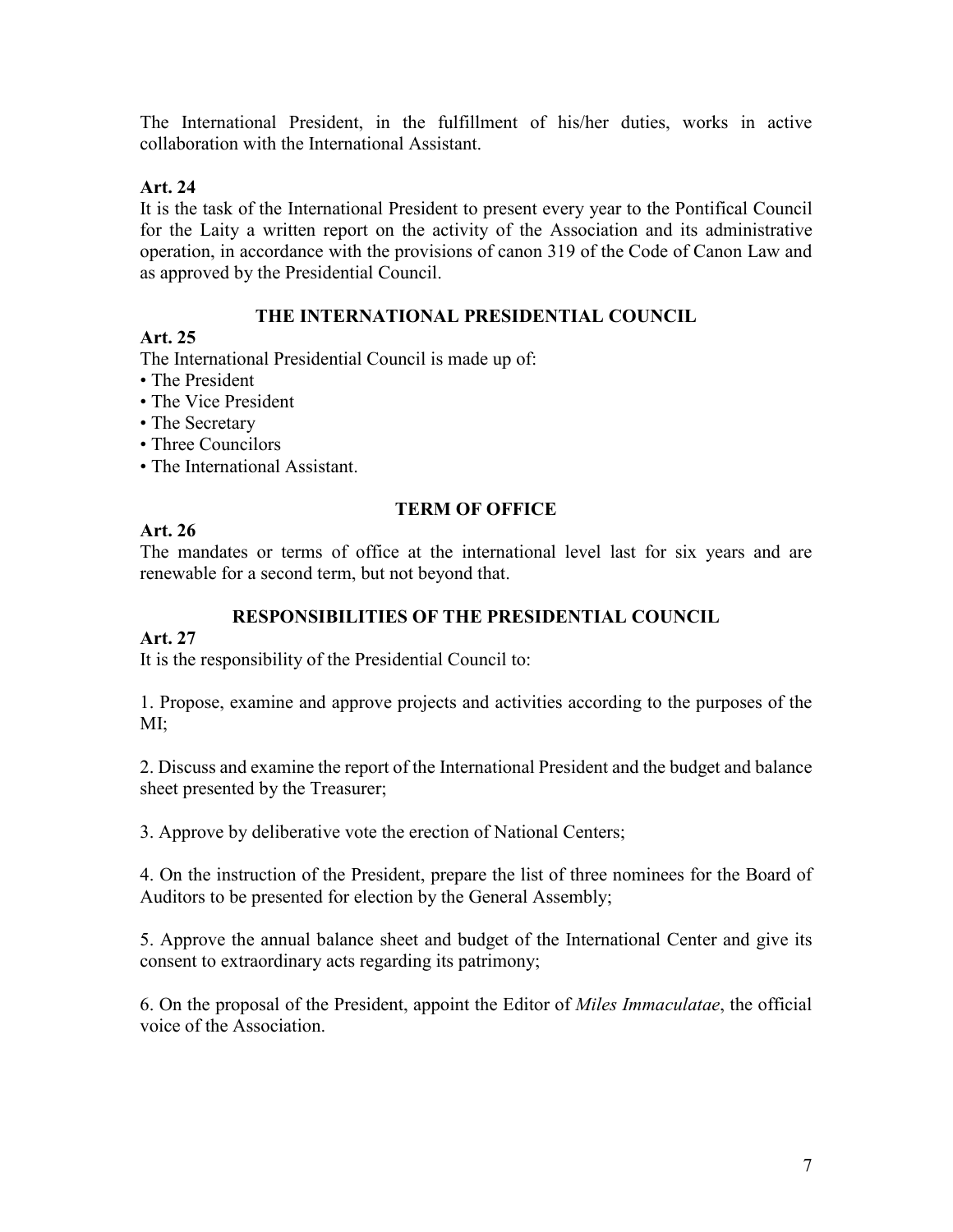The International President, in the fulfillment of his/her duties, works in active collaboration with the International Assistant.

**Art. 24**
It is the task of the International President to present every year to the Pontifical Council for the Laity a written report on the activity of the Association and its administrative operation, in accordance with the provisions of canon 319 of the Code of Canon Law and as approved by the Presidential Council.

## THE INTERNATIONAL PRESIDENTIAL COUNCIL

**Art. 25**
The International Presidential Council is made up of:

- The President
- The Vice President
- The Secretary
- Three Councilors
- The International Assistant.

## TERM OF OFFICE

**Art. 26**
The mandates or terms of office at the international level last for six years and are renewable for a second term, but not beyond that.

## RESPONSIBILITIES OF THE PRESIDENTIAL COUNCIL

**Art. 27**
It is the responsibility of the Presidential Council to:

1. Propose, examine and approve projects and activities according to the purposes of the MI;

2. Discuss and examine the report of the International President and the budget and balance sheet presented by the Treasurer;

3. Approve by deliberative vote the erection of National Centers;

4. On the instruction of the President, prepare the list of three nominees for the Board of Auditors to be presented for election by the General Assembly;

5. Approve the annual balance sheet and budget of the International Center and give its consent to extraordinary acts regarding its patrimony;

6. On the proposal of the President, appoint the Editor of *Miles Immaculatae*, the official voice of the Association.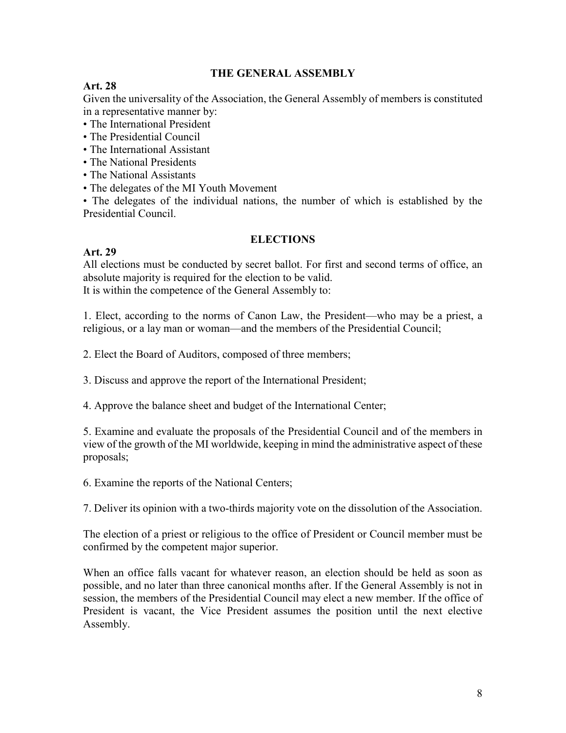## THE GENERAL ASSEMBLY

**Art. 28**

Given the universality of the Association, the General Assembly of members is constituted in a representative manner by:

- The International President
- The Presidential Council
- The International Assistant
- The National Presidents
- The National Assistants
- The delegates of the MI Youth Movement
- The delegates of the individual nations, the number of which is established by the Presidential Council.

## ELECTIONS

**Art. 29**

All elections must be conducted by secret ballot. For first and second terms of office, an absolute majority is required for the election to be valid.

It is within the competence of the General Assembly to:

1. Elect, according to the norms of Canon Law, the President—who may be a priest, a religious, or a lay man or woman—and the members of the Presidential Council;

2. Elect the Board of Auditors, composed of three members;

3. Discuss and approve the report of the International President;

4. Approve the balance sheet and budget of the International Center;

5. Examine and evaluate the proposals of the Presidential Council and of the members in view of the growth of the MI worldwide, keeping in mind the administrative aspect of these proposals;

6. Examine the reports of the National Centers;

7. Deliver its opinion with a two-thirds majority vote on the dissolution of the Association.

The election of a priest or religious to the office of President or Council member must be confirmed by the competent major superior.

When an office falls vacant for whatever reason, an election should be held as soon as possible, and no later than three canonical months after. If the General Assembly is not in session, the members of the Presidential Council may elect a new member. If the office of President is vacant, the Vice President assumes the position until the next elective Assembly.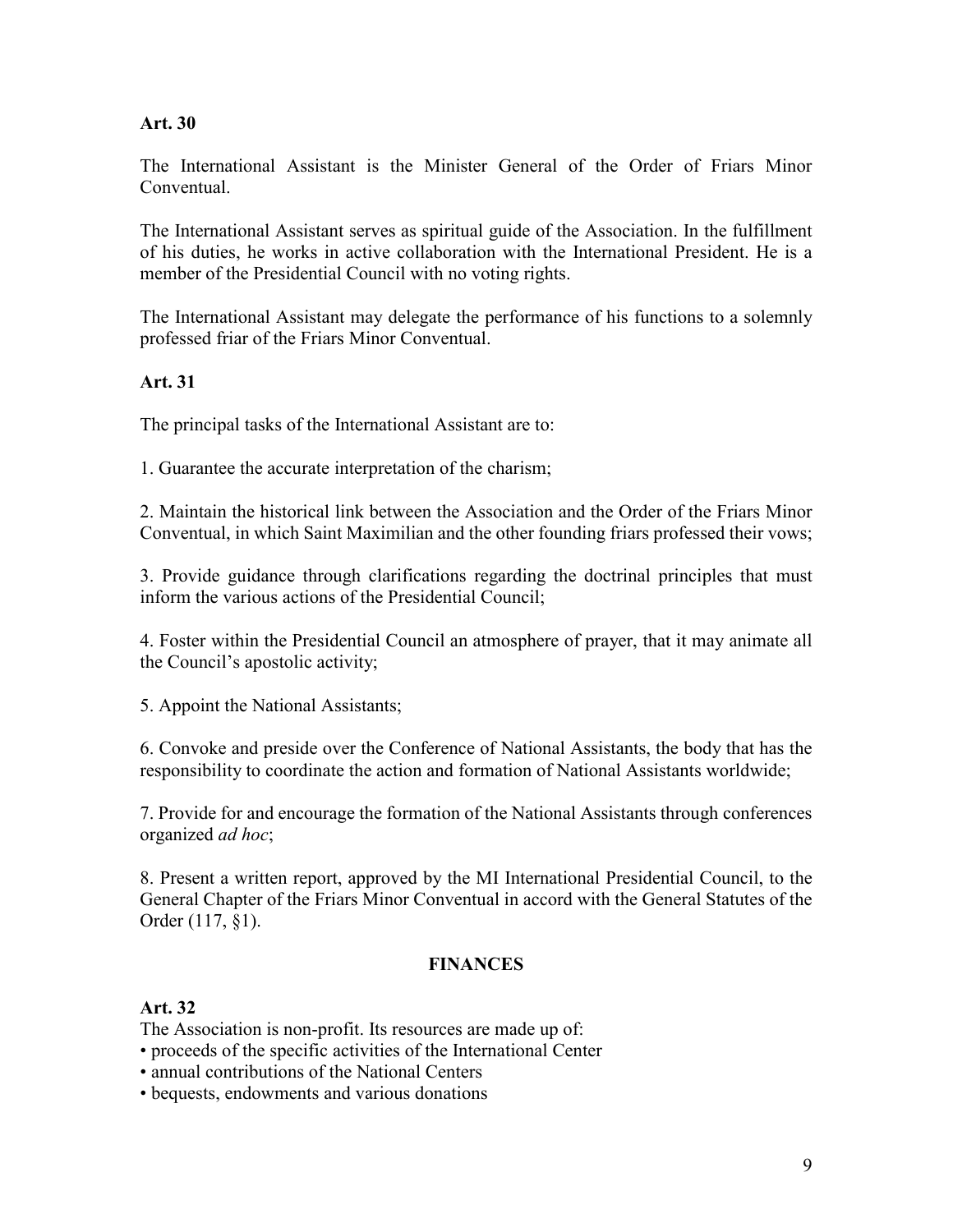**Art. 30**

The International Assistant is the Minister General of the Order of Friars Minor Conventual.

The International Assistant serves as spiritual guide of the Association. In the fulfillment of his duties, he works in active collaboration with the International President. He is a member of the Presidential Council with no voting rights.

The International Assistant may delegate the performance of his functions to a solemnly professed friar of the Friars Minor Conventual.

**Art. 31**

The principal tasks of the International Assistant are to:

1. Guarantee the accurate interpretation of the charism;

2. Maintain the historical link between the Association and the Order of the Friars Minor Conventual, in which Saint Maximilian and the other founding friars professed their vows;

3. Provide guidance through clarifications regarding the doctrinal principles that must inform the various actions of the Presidential Council;

4. Foster within the Presidential Council an atmosphere of prayer, that it may animate all the Council's apostolic activity;

5. Appoint the National Assistants;

6. Convoke and preside over the Conference of National Assistants, the body that has the responsibility to coordinate the action and formation of National Assistants worldwide;

7. Provide for and encourage the formation of the National Assistants through conferences organized *ad hoc*;

8. Present a written report, approved by the MI International Presidential Council, to the General Chapter of the Friars Minor Conventual in accord with the General Statutes of the Order (117, §1).

## FINANCES

**Art. 32**

The Association is non-profit. Its resources are made up of:

- proceeds of the specific activities of the International Center
- annual contributions of the National Centers
- bequests, endowments and various donations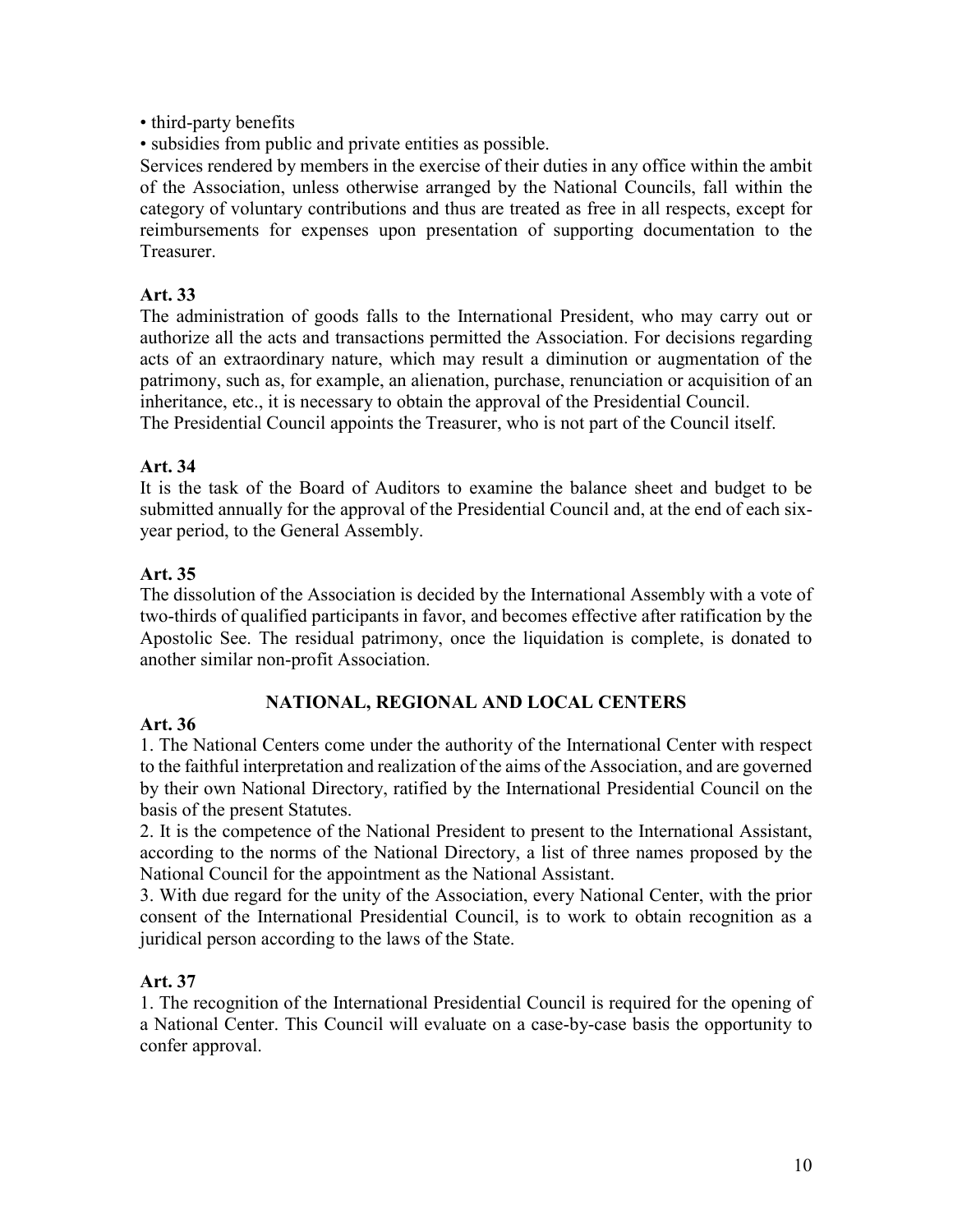- third-party benefits
- subsidies from public and private entities as possible.

Services rendered by members in the exercise of their duties in any office within the ambit of the Association, unless otherwise arranged by the National Councils, fall within the category of voluntary contributions and thus are treated as free in all respects, except for reimbursements for expenses upon presentation of supporting documentation to the Treasurer.

**Art. 33**

The administration of goods falls to the International President, who may carry out or authorize all the acts and transactions permitted the Association. For decisions regarding acts of an extraordinary nature, which may result a diminution or augmentation of the patrimony, such as, for example, an alienation, purchase, renunciation or acquisition of an inheritance, etc., it is necessary to obtain the approval of the Presidential Council.

The Presidential Council appoints the Treasurer, who is not part of the Council itself.

**Art. 34**

It is the task of the Board of Auditors to examine the balance sheet and budget to be submitted annually for the approval of the Presidential Council and, at the end of each six-year period, to the General Assembly.

**Art. 35**

The dissolution of the Association is decided by the International Assembly with a vote of two-thirds of qualified participants in favor, and becomes effective after ratification by the Apostolic See. The residual patrimony, once the liquidation is complete, is donated to another similar non-profit Association.

## NATIONAL, REGIONAL AND LOCAL CENTERS

**Art. 36**

1. The National Centers come under the authority of the International Center with respect to the faithful interpretation and realization of the aims of the Association, and are governed by their own National Directory, ratified by the International Presidential Council on the basis of the present Statutes.
2. It is the competence of the National President to present to the International Assistant, according to the norms of the National Directory, a list of three names proposed by the National Council for the appointment as the National Assistant.
3. With due regard for the unity of the Association, every National Center, with the prior consent of the International Presidential Council, is to work to obtain recognition as a juridical person according to the laws of the State.

**Art. 37**

1. The recognition of the International Presidential Council is required for the opening of a National Center. This Council will evaluate on a case-by-case basis the opportunity to confer approval.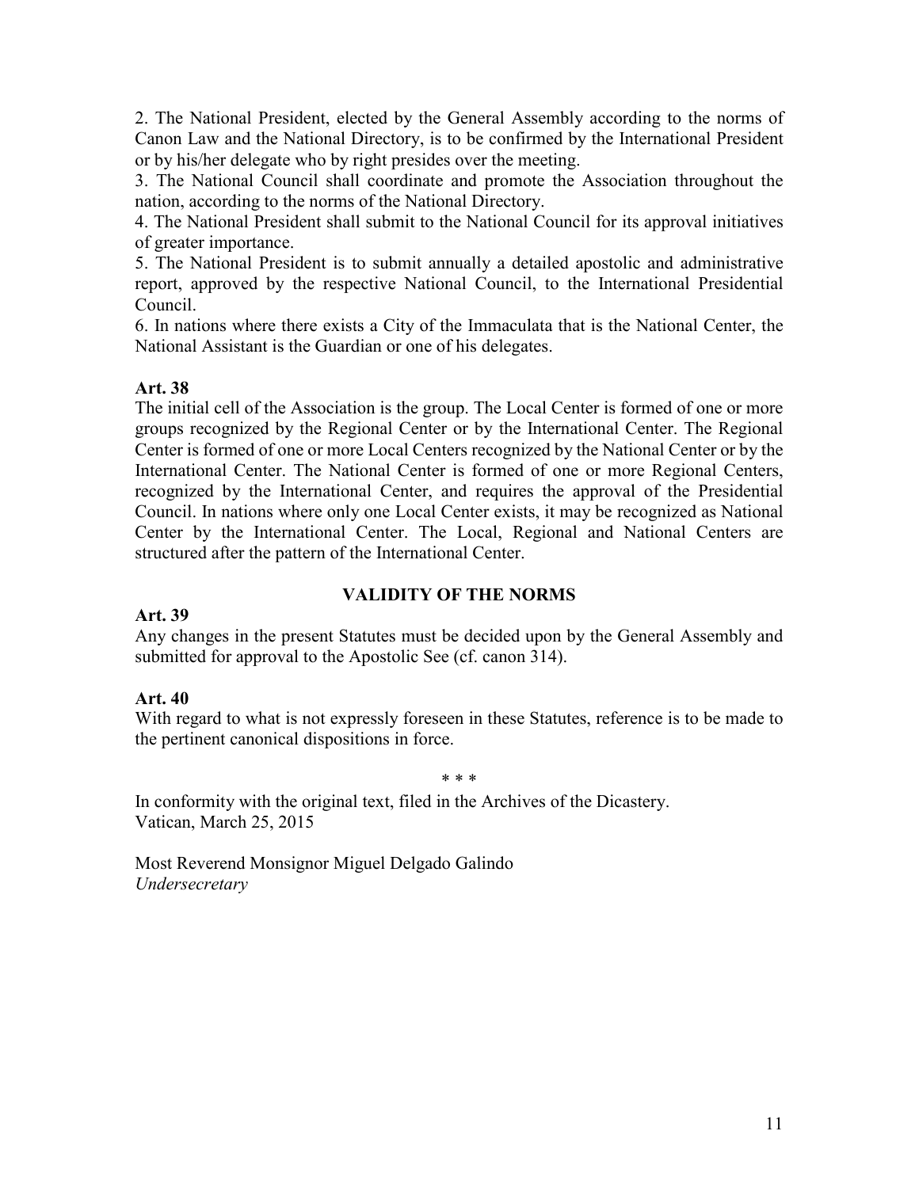2. The National President, elected by the General Assembly according to the norms of Canon Law and the National Directory, is to be confirmed by the International President or by his/her delegate who by right presides over the meeting.
3. The National Council shall coordinate and promote the Association throughout the nation, according to the norms of the National Directory.
4. The National President shall submit to the National Council for its approval initiatives of greater importance.
5. The National President is to submit annually a detailed apostolic and administrative report, approved by the respective National Council, to the International Presidential Council.
6. In nations where there exists a City of the Immaculata that is the National Center, the National Assistant is the Guardian or one of his delegates.

**Art. 38**

The initial cell of the Association is the group. The Local Center is formed of one or more groups recognized by the Regional Center or by the International Center. The Regional Center is formed of one or more Local Centers recognized by the National Center or by the International Center. The National Center is formed of one or more Regional Centers, recognized by the International Center, and requires the approval of the Presidential Council. In nations where only one Local Center exists, it may be recognized as National Center by the International Center. The Local, Regional and National Centers are structured after the pattern of the International Center.

## VALIDITY OF THE NORMS

**Art. 39**

Any changes in the present Statutes must be decided upon by the General Assembly and submitted for approval to the Apostolic See (cf. canon 314).

**Art. 40**

With regard to what is not expressly foreseen in these Statutes, reference is to be made to the pertinent canonical dispositions in force.

\* \* \*

In conformity with the original text, filed in the Archives of the Dicastery.
Vatican, March 25, 2015

Most Reverend Monsignor Miguel Delgado Galindo
*Undersecretary*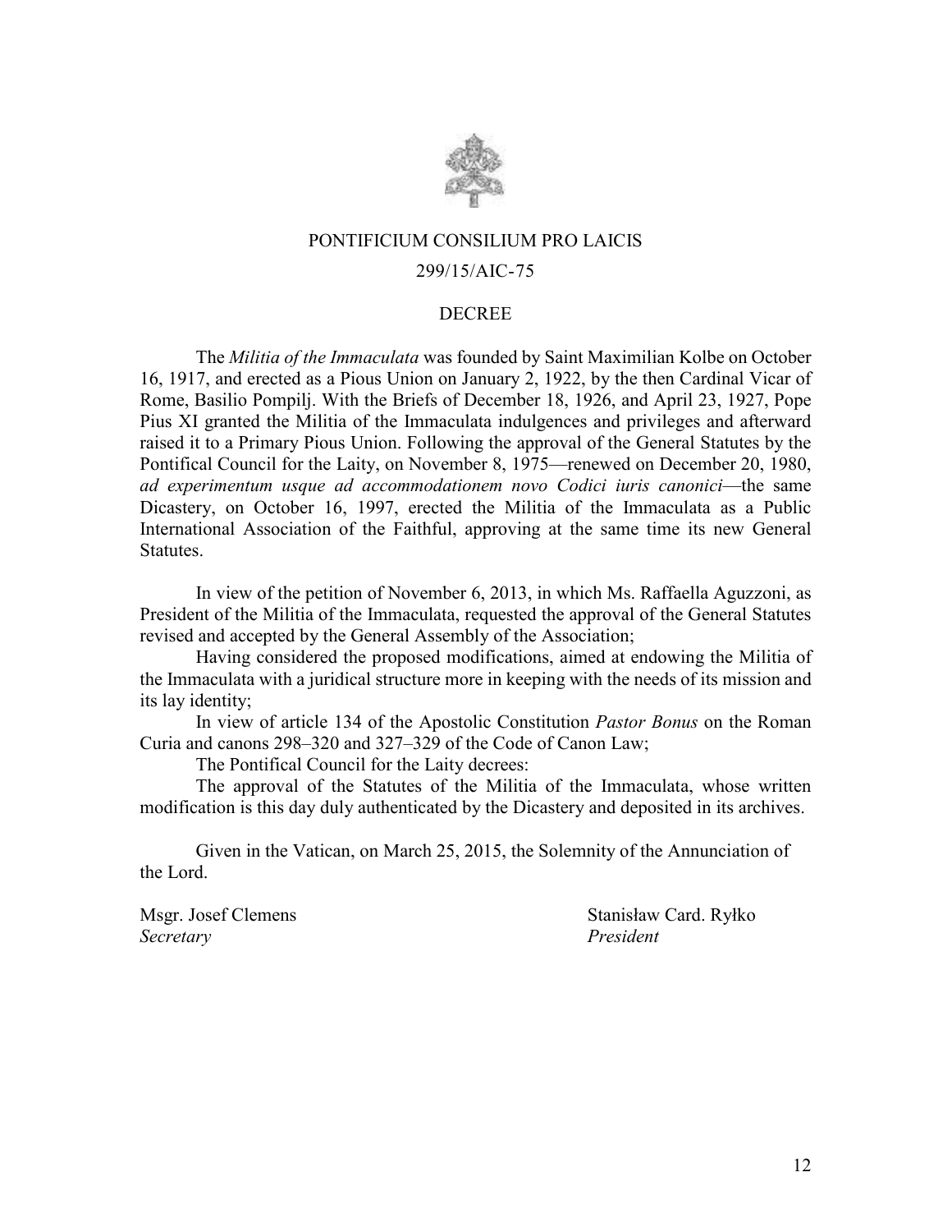PONTIFICIUM CONSILIUM PRO LAICIS

299/15/AIC-75

## DECREE

The *Militia of the Immaculata* was founded by Saint Maximilian Kolbe on October 16, 1917, and erected as a Pious Union on January 2, 1922, by the then Cardinal Vicar of Rome, Basilio Pompilj. With the Briefs of December 18, 1926, and April 23, 1927, Pope Pius XI granted the Militia of the Immaculata indulgences and privileges and afterward raised it to a Primary Pious Union. Following the approval of the General Statutes by the Pontifical Council for the Laity, on November 8, 1975—renewed on December 20, 1980, *ad experimentum usque ad accommodationem novo Codici iuris canonici*—the same Dicastery, on October 16, 1997, erected the Militia of the Immaculata as a Public International Association of the Faithful, approving at the same time its new General Statutes.

In view of the petition of November 6, 2013, in which Ms. Raffaella Aguzzoni, as President of the Militia of the Immaculata, requested the approval of the General Statutes revised and accepted by the General Assembly of the Association;

Having considered the proposed modifications, aimed at endowing the Militia of the Immaculata with a juridical structure more in keeping with the needs of its mission and its lay identity;

In view of article 134 of the Apostolic Constitution *Pastor Bonus* on the Roman Curia and canons 298–320 and 327–329 of the Code of Canon Law;

The Pontifical Council for the Laity decrees:

The approval of the Statutes of the Militia of the Immaculata, whose written modification is this day duly authenticated by the Dicastery and deposited in its archives.

Given in the Vatican, on March 25, 2015, the Solemnity of the Annunciation of the Lord.

Msgr. Josef Clemens
*Secretary*

Stanisław Card. Ryłko
*President*